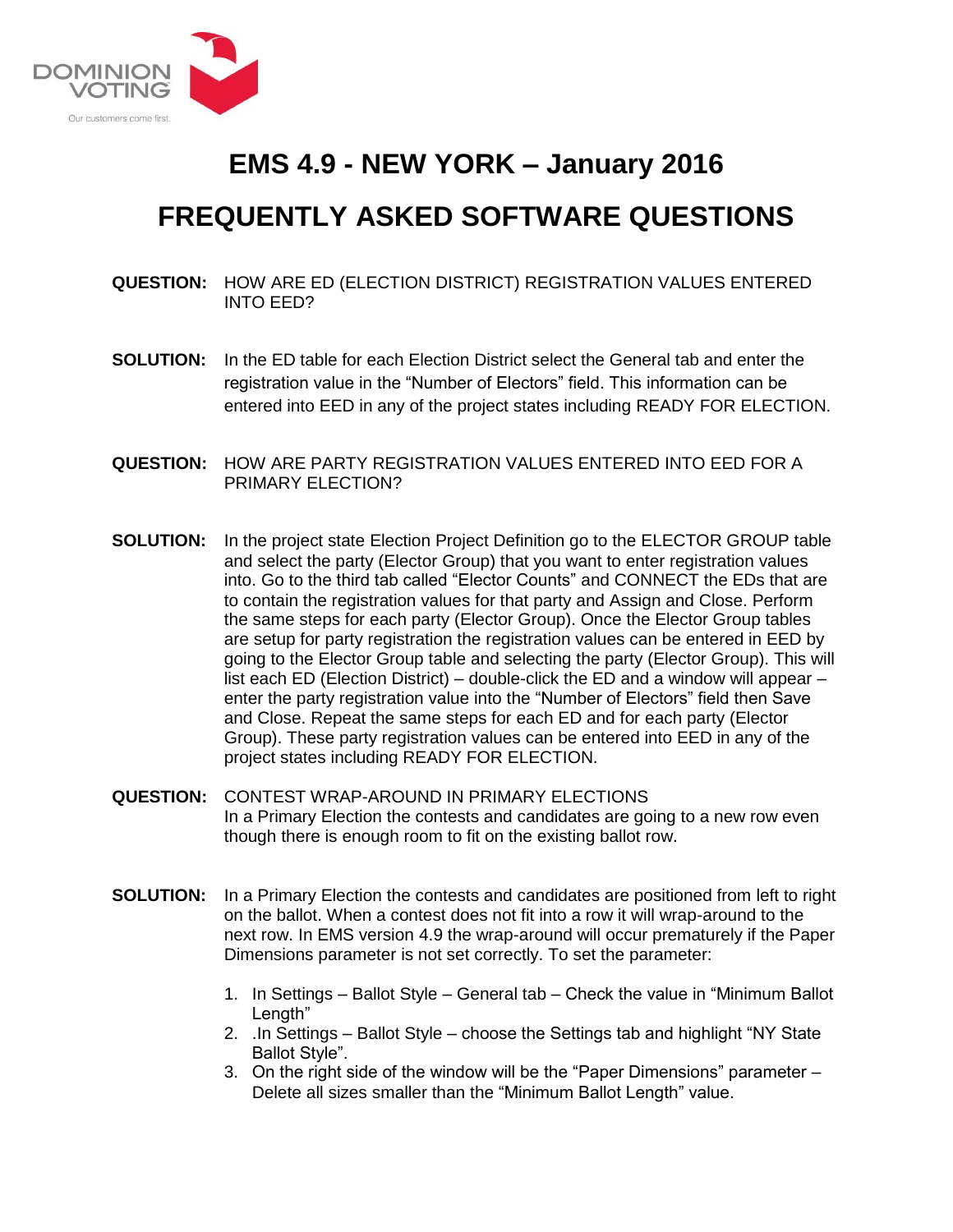DOMINION VOTING

Our customers come first.

# EMS 4.9 - NEW YORK – January 2016

# FREQUENTLY ASKED SOFTWARE QUESTIONS

**QUESTION:** HOW ARE ED (ELECTION DISTRICT) REGISTRATION VALUES ENTERED INTO EED?

**SOLUTION:** In the ED table for each Election District select the General tab and enter the registration value in the "Number of Electors" field. This information can be entered into EED in any of the project states including READY FOR ELECTION.

**QUESTION:** HOW ARE PARTY REGISTRATION VALUES ENTERED INTO EED FOR A PRIMARY ELECTION?

**SOLUTION:** In the project state Election Project Definition go to the ELECTOR GROUP table and select the party (Elector Group) that you want to enter registration values into. Go to the third tab called "Elector Counts" and CONNECT the EDs that are to contain the registration values for that party and Assign and Close. Perform the same steps for each party (Elector Group). Once the Elector Group tables are setup for party registration the registration values can be entered in EED by going to the Elector Group table and selecting the party (Elector Group). This will list each ED (Election District) – double-click the ED and a window will appear – enter the party registration value into the "Number of Electors" field then Save and Close. Repeat the same steps for each ED and for each party (Elector Group). These party registration values can be entered into EED in any of the project states including READY FOR ELECTION.

**QUESTION:** CONTEST WRAP-AROUND IN PRIMARY ELECTIONS
In a Primary Election the contests and candidates are going to a new row even though there is enough room to fit on the existing ballot row.

**SOLUTION:** In a Primary Election the contests and candidates are positioned from left to right on the ballot. When a contest does not fit into a row it will wrap-around to the next row. In EMS version 4.9 the wrap-around will occur prematurely if the Paper Dimensions parameter is not set correctly. To set the parameter:

1. In Settings – Ballot Style – General tab – Check the value in "Minimum Ballot Length"
2. .In Settings – Ballot Style – choose the Settings tab and highlight "NY State Ballot Style".
3. On the right side of the window will be the "Paper Dimensions" parameter – Delete all sizes smaller than the "Minimum Ballot Length" value.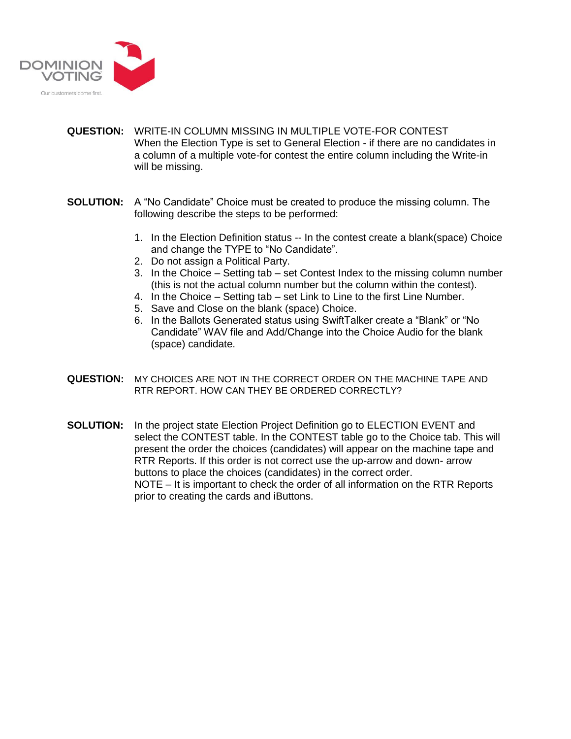**QUESTION:** WRITE-IN COLUMN MISSING IN MULTIPLE VOTE-FOR CONTEST
When the Election Type is set to General Election - if there are no candidates in a column of a multiple vote-for contest the entire column including the Write-in will be missing.

**SOLUTION:** A “No Candidate” Choice must be created to produce the missing column. The following describe the steps to be performed:

1. In the Election Definition status -- In the contest create a blank(space) Choice and change the TYPE to “No Candidate”.
2. Do not assign a Political Party.
3. In the Choice – Setting tab – set Contest Index to the missing column number (this is not the actual column number but the column within the contest).
4. In the Choice – Setting tab – set Link to Line to the first Line Number.
5. Save and Close on the blank (space) Choice.
6. In the Ballots Generated status using SwiftTalker create a “Blank” or “No Candidate” WAV file and Add/Change into the Choice Audio for the blank (space) candidate.

**QUESTION:** MY CHOICES ARE NOT IN THE CORRECT ORDER ON THE MACHINE TAPE AND RTR REPORT. HOW CAN THEY BE ORDERED CORRECTLY?

**SOLUTION:** In the project state Election Project Definition go to ELECTION EVENT and select the CONTEST table. In the CONTEST table go to the Choice tab. This will present the order the choices (candidates) will appear on the machine tape and RTR Reports. If this order is not correct use the up-arrow and down- arrow buttons to place the choices (candidates) in the correct order.
NOTE – It is important to check the order of all information on the RTR Reports prior to creating the cards and iButtons.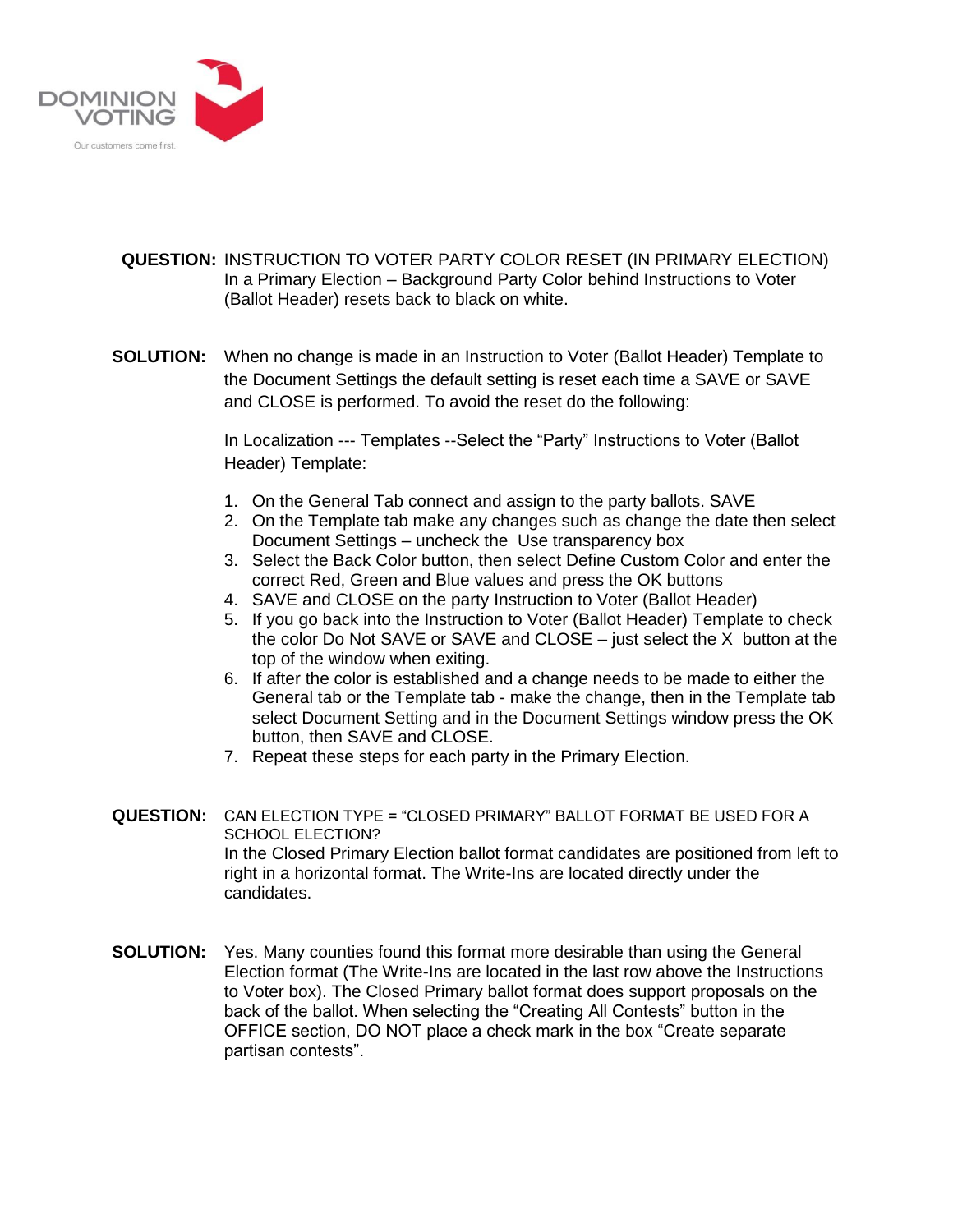DOMINION VOTING

Our customers come first.

**QUESTION:** INSTRUCTION TO VOTER PARTY COLOR RESET (IN PRIMARY ELECTION)
In a Primary Election – Background Party Color behind Instructions to Voter (Ballot Header) resets back to black on white.

**SOLUTION:** When no change is made in an Instruction to Voter (Ballot Header) Template to the Document Settings the default setting is reset each time a SAVE or SAVE and CLOSE is performed. To avoid the reset do the following:

In Localization --- Templates --Select the "Party" Instructions to Voter (Ballot Header) Template:

1. On the General Tab connect and assign to the party ballots. SAVE
2. On the Template tab make any changes such as change the date then select Document Settings – uncheck the Use transparency box
3. Select the Back Color button, then select Define Custom Color and enter the correct Red, Green and Blue values and press the OK buttons
4. SAVE and CLOSE on the party Instruction to Voter (Ballot Header)
5. If you go back into the Instruction to Voter (Ballot Header) Template to check the color Do Not SAVE or SAVE and CLOSE – just select the X button at the top of the window when exiting.
6. If after the color is established and a change needs to be made to either the General tab or the Template tab - make the change, then in the Template tab select Document Setting and in the Document Settings window press the OK button, then SAVE and CLOSE.
7. Repeat these steps for each party in the Primary Election.

**QUESTION:** CAN ELECTION TYPE = "CLOSED PRIMARY" BALLOT FORMAT BE USED FOR A SCHOOL ELECTION?
In the Closed Primary Election ballot format candidates are positioned from left to right in a horizontal format. The Write-Ins are located directly under the candidates.

**SOLUTION:** Yes. Many counties found this format more desirable than using the General Election format (The Write-Ins are located in the last row above the Instructions to Voter box). The Closed Primary ballot format does support proposals on the back of the ballot. When selecting the "Creating All Contests" button in the OFFICE section, DO NOT place a check mark in the box "Create separate partisan contests".